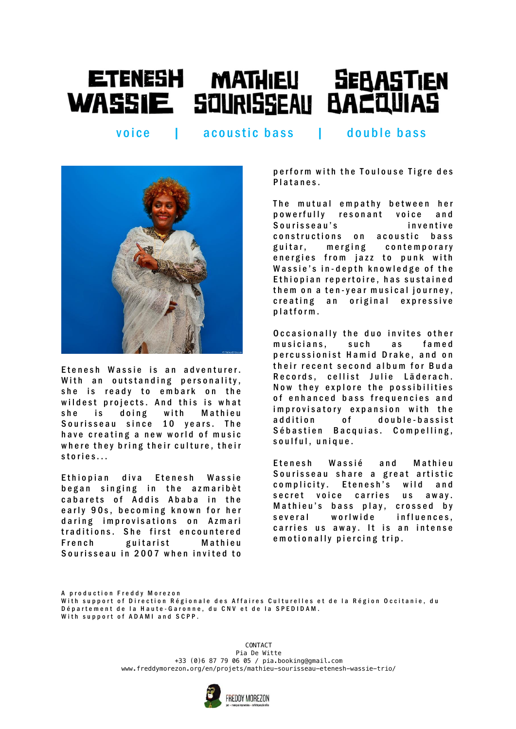# ETENESH WASSIE | MATHIEU SOURISSEAU | SEBASTIEN BACQUIAS

voice | acoustic bass | double bass

Etenesh Wassie is an adventurer. With an outstanding personality, she is ready to embark on the wildest projects. And this is what she is doing with Mathieu Sourisseau since 10 years. The have creating a new world of music where they bring their culture, their stories...

Ethiopian diva Etenesh Wassie began singing in the azmaribèt cabarets of Addis Ababa in the early 90s, becoming known for her daring improvisations on Azmari traditions. She first encountered French guitarist Mathieu Sourisseau in 2007 when invited to perform with the Toulouse Tigre des Platanes.

The mutual empathy between her powerfully resonant voice and Sourisseau's inventive constructions on acoustic bass guitar, merging contemporary energies from jazz to punk with Wassie's in-depth knowledge of the Ethiopian repertoire, has sustained them on a ten-year musical journey, creating an original expressive platform.

Occasionally the duo invites other musicians, such as famed percussionist Hamid Drake, and on their recent second album for Buda Records, cellist Julie Läderach. Now they explore the possibilities of enhanced bass frequencies and improvisatory expansion with the addition of double-bassist Sébastien Bacquias. Compelling, soulful, unique.

Etenesh Wassié and Mathieu Sourisseau share a great artistic complicity. Etenesh's wild and secret voice carries us away. Mathieu's bass play, crossed by several worlwide influences, carries us away. It is an intense emotionally piercing trip.

A production Freddy Morezon
With support of Direction Régionale des Affaires Culturelles et de la Région Occitanie, du Département de la Haute-Garonne, du CNV et de la SPEDIDAM.
With support of ADAMI and SCPP.

CONTACT
Pia De Witte
+33 (0)6 87 79 06 05 / pia.booking@gmail.com
www.freddymorezon.org/en/projets/mathieu-sourisseau-etenesh-wassie-trio/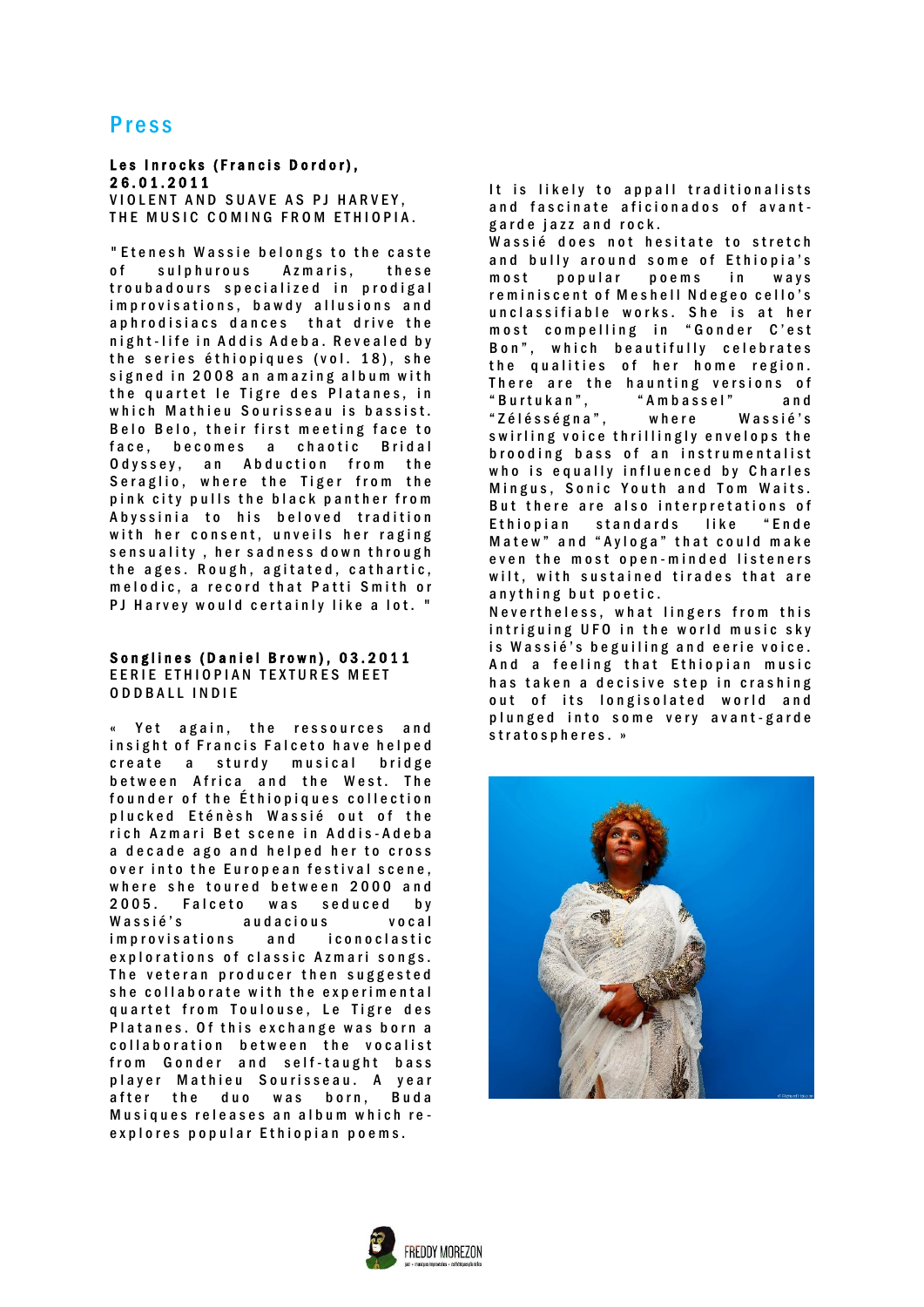## Press

**Les Inrocks (Francis Dordor), 26.01.2011**
VIOLENT AND SUAVE AS PJ HARVEY, THE MUSIC COMING FROM ETHIOPIA.

"Etenesh Wassie belongs to the caste of sulphurous Azmaris, these troubadours specialized in prodigal improvisations, bawdy allusions and aphrodisiacs dances that drive the night-life in Addis Adeba. Revealed by the series éthiopiques (vol. 18), she signed in 2008 an amazing album with the quartet le Tigre des Platanes, in which Mathieu Sourisseau is bassist. Belo Belo, their first meeting face to face, becomes a chaotic Bridal Odyssey, an Abduction from the Seraglio, where the Tiger from the pink city pulls the black panther from Abyssinia to his beloved tradition with her consent, unveils her raging sensuality , her sadness down through the ages. Rough, agitated, cathartic, melodic, a record that Patti Smith or PJ Harvey would certainly like a lot. "

**Songlines (Daniel Brown), 03.2011**
EERIE ETHIOPIAN TEXTURES MEET ODDBALL INDIE

« Yet again, the ressources and insight of Francis Falceto have helped create a sturdy musical bridge between Africa and the West. The founder of the Éthiopiques collection plucked Eténèsh Wassié out of the rich Azmari Bet scene in Addis-Adeba a decade ago and helped her to cross over into the European festival scene, where she toured between 2000 and 2005. Falceto was seduced by Wassié's audacious vocal improvisations and iconoclastic explorations of classic Azmari songs. The veteran producer then suggested she collaborate with the experimental quartet from Toulouse, Le Tigre des Platanes. Of this exchange was born a collaboration between the vocalist from Gonder and self-taught bass player Mathieu Sourisseau. A year after the duo was born, Buda Musiques releases an album which re-explores popular Ethiopian poems.

It is likely to appall traditionalists and fascinate aficionados of avant-garde jazz and rock.
Wassié does not hesitate to stretch and bully around some of Ethiopia's most popular poems in ways reminiscent of Meshell Ndegeo cello's unclassifiable works. She is at her most compelling in "Gonder C'est Bon", which beautifully celebrates the qualities of her home region. There are the haunting versions of "Burtukan", "Ambassel" and "Zélésségna", where Wassié's swirling voice thrillingly envelops the brooding bass of an instrumentalist who is equally influenced by Charles Mingus, Sonic Youth and Tom Waits. But there are also interpretations of Ethiopian standards like "Ende Matew" and "Ayloga" that could make even the most open-minded listeners wilt, with sustained tirades that are anything but poetic.
Nevertheless, what lingers from this intriguing UFO in the world music sky is Wassié's beguiling and eerie voice. And a feeling that Ethiopian music has taken a decisive step in crashing out of its longisolated world and plunged into some very avant-garde stratospheres. »